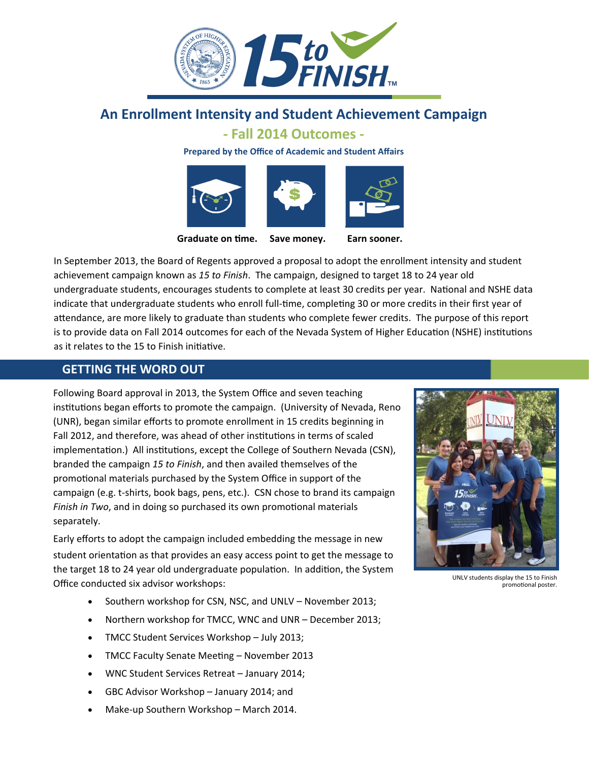# An Enrollment Intensity and Student Achievement Campaign

## - Fall 2014 Outcomes -

**Prepared by the Office of Academic and Student Affairs**

**Graduate on time. Save money. Earn sooner.**

In September 2013, the Board of Regents approved a proposal to adopt the enrollment intensity and student achievement campaign known as *15 to Finish*. The campaign, designed to target 18 to 24 year old undergraduate students, encourages students to complete at least 30 credits per year. National and NSHE data indicate that undergraduate students who enroll full-time, completing 30 or more credits in their first year of attendance, are more likely to graduate than students who complete fewer credits. The purpose of this report is to provide data on Fall 2014 outcomes for each of the Nevada System of Higher Education (NSHE) institutions as it relates to the 15 to Finish initiative.

## GETTING THE WORD OUT

Following Board approval in 2013, the System Office and seven teaching institutions began efforts to promote the campaign. (University of Nevada, Reno (UNR), began similar efforts to promote enrollment in 15 credits beginning in Fall 2012, and therefore, was ahead of other institutions in terms of scaled implementation.) All institutions, except the College of Southern Nevada (CSN), branded the campaign *15 to Finish*, and then availed themselves of the promotional materials purchased by the System Office in support of the campaign (e.g. t-shirts, book bags, pens, etc.). CSN chose to brand its campaign *Finish in Two*, and in doing so purchased its own promotional materials separately.

Early efforts to adopt the campaign included embedding the message in new student orientation as that provides an easy access point to get the message to the target 18 to 24 year old undergraduate population. In addition, the System Office conducted six advisor workshops:

- Southern workshop for CSN, NSC, and UNLV – November 2013;
- Northern workshop for TMCC, WNC and UNR – December 2013;
- TMCC Student Services Workshop – July 2013;
- TMCC Faculty Senate Meeting – November 2013
- WNC Student Services Retreat – January 2014;
- GBC Advisor Workshop – January 2014; and
- Make-up Southern Workshop – March 2014.

UNLV students display the 15 to Finish promotional poster.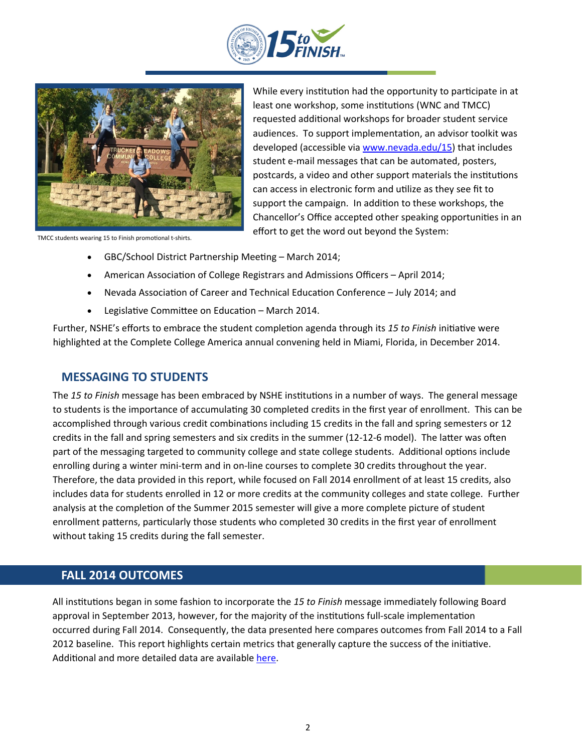While every institution had the opportunity to participate in at least one workshop, some institutions (WNC and TMCC) requested additional workshops for broader student service audiences. To support implementation, an advisor toolkit was developed (accessible via [www.nevada.edu/15](www.nevada.edu/15)) that includes student e-mail messages that can be automated, posters, postcards, a video and other support materials the institutions can access in electronic form and utilize as they see fit to support the campaign. In addition to these workshops, the Chancellor's Office accepted other speaking opportunities in an effort to get the word out beyond the System:

TMCC students wearing 15 to Finish promotional t-shirts.

- GBC/School District Partnership Meeting – March 2014;
- American Association of College Registrars and Admissions Officers – April 2014;
- Nevada Association of Career and Technical Education Conference – July 2014; and
- Legislative Committee on Education – March 2014.

Further, NSHE's efforts to embrace the student completion agenda through its *15 to Finish* initiative were highlighted at the Complete College America annual convening held in Miami, Florida, in December 2014.

## MESSAGING TO STUDENTS

The *15 to Finish* message has been embraced by NSHE institutions in a number of ways. The general message to students is the importance of accumulating 30 completed credits in the first year of enrollment. This can be accomplished through various credit combinations including 15 credits in the fall and spring semesters or 12 credits in the fall and spring semesters and six credits in the summer (12-12-6 model). The latter was often part of the messaging targeted to community college and state college students. Additional options include enrolling during a winter mini-term and in on-line courses to complete 30 credits throughout the year. Therefore, the data provided in this report, while focused on Fall 2014 enrollment of at least 15 credits, also includes data for students enrolled in 12 or more credits at the community colleges and state college. Further analysis at the completion of the Summer 2015 semester will give a more complete picture of student enrollment patterns, particularly those students who completed 30 credits in the first year of enrollment without taking 15 credits during the fall semester.

## FALL 2014 OUTCOMES

All institutions began in some fashion to incorporate the *15 to Finish* message immediately following Board approval in September 2013, however, for the majority of the institutions full-scale implementation occurred during Fall 2014. Consequently, the data presented here compares outcomes from Fall 2014 to a Fall 2012 baseline. This report highlights certain metrics that generally capture the success of the initiative. Additional and more detailed data are available here.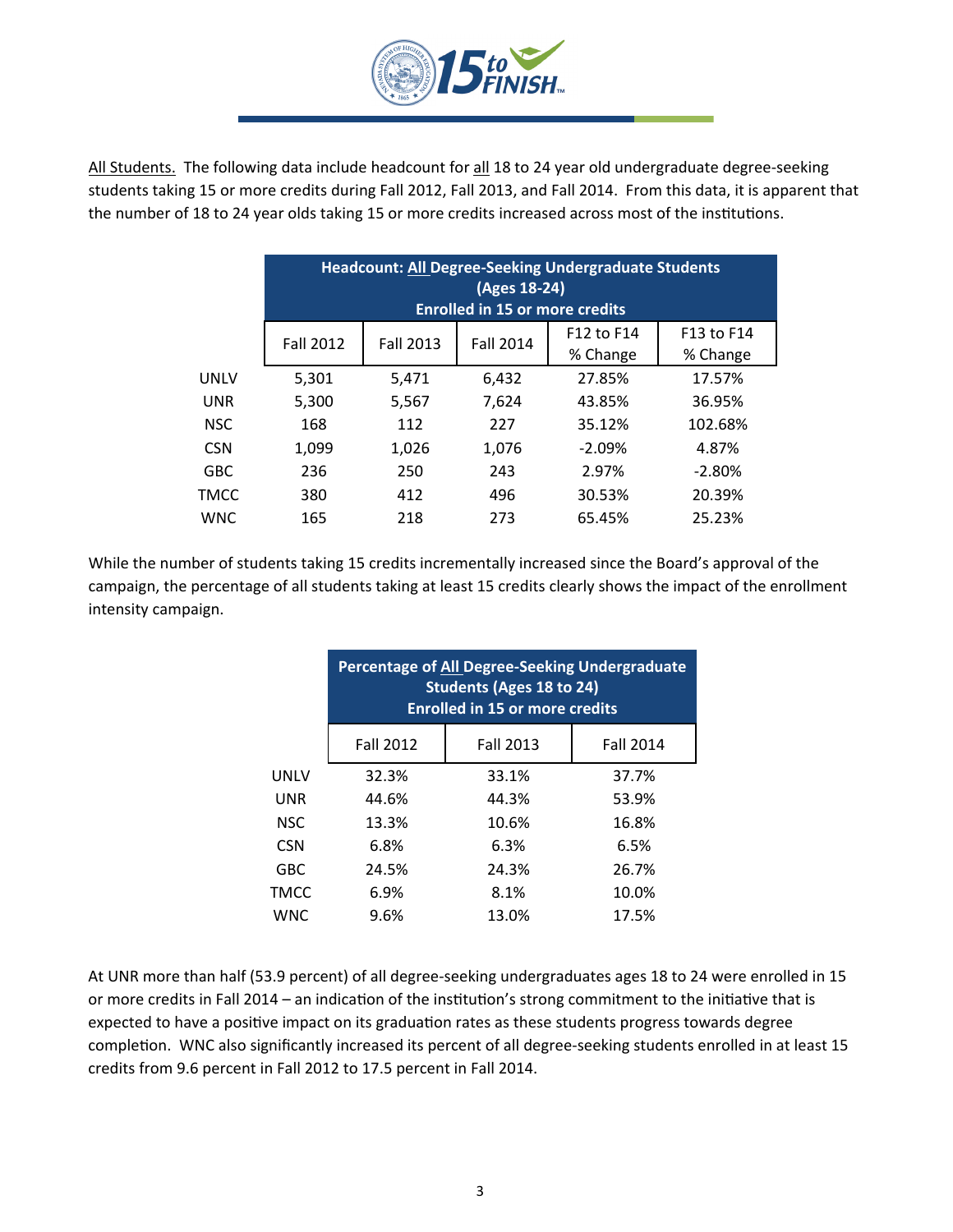All Students. The following data include headcount for all 18 to 24 year old undergraduate degree-seeking students taking 15 or more credits during Fall 2012, Fall 2013, and Fall 2014. From this data, it is apparent that the number of 18 to 24 year olds taking 15 or more credits increased across most of the institutions.

| | Headcount: All Degree-Seeking Undergraduate Students (Ages 18-24) Enrolled in 15 or more credits | | | | |
|---|---|---|---|---|---|
| | Fall 2012 | Fall 2013 | Fall 2014 | F12 to F14 % Change | F13 to F14 % Change |
| UNLV | 5,301 | 5,471 | 6,432 | 27.85% | 17.57% |
| UNR | 5,300 | 5,567 | 7,624 | 43.85% | 36.95% |
| NSC | 168 | 112 | 227 | 35.12% | 102.68% |
| CSN | 1,099 | 1,026 | 1,076 | -2.09% | 4.87% |
| GBC | 236 | 250 | 243 | 2.97% | -2.80% |
| TMCC | 380 | 412 | 496 | 30.53% | 20.39% |
| WNC | 165 | 218 | 273 | 65.45% | 25.23% |

While the number of students taking 15 credits incrementally increased since the Board's approval of the campaign, the percentage of all students taking at least 15 credits clearly shows the impact of the enrollment intensity campaign.

| | Percentage of All Degree-Seeking Undergraduate Students (Ages 18 to 24) Enrolled in 15 or more credits | | |
|---|---|---|---|
| | Fall 2012 | Fall 2013 | Fall 2014 |
| UNLV | 32.3% | 33.1% | 37.7% |
| UNR | 44.6% | 44.3% | 53.9% |
| NSC | 13.3% | 10.6% | 16.8% |
| CSN | 6.8% | 6.3% | 6.5% |
| GBC | 24.5% | 24.3% | 26.7% |
| TMCC | 6.9% | 8.1% | 10.0% |
| WNC | 9.6% | 13.0% | 17.5% |

At UNR more than half (53.9 percent) of all degree-seeking undergraduates ages 18 to 24 were enrolled in 15 or more credits in Fall 2014 – an indication of the institution's strong commitment to the initiative that is expected to have a positive impact on its graduation rates as these students progress towards degree completion. WNC also significantly increased its percent of all degree-seeking students enrolled in at least 15 credits from 9.6 percent in Fall 2012 to 17.5 percent in Fall 2014.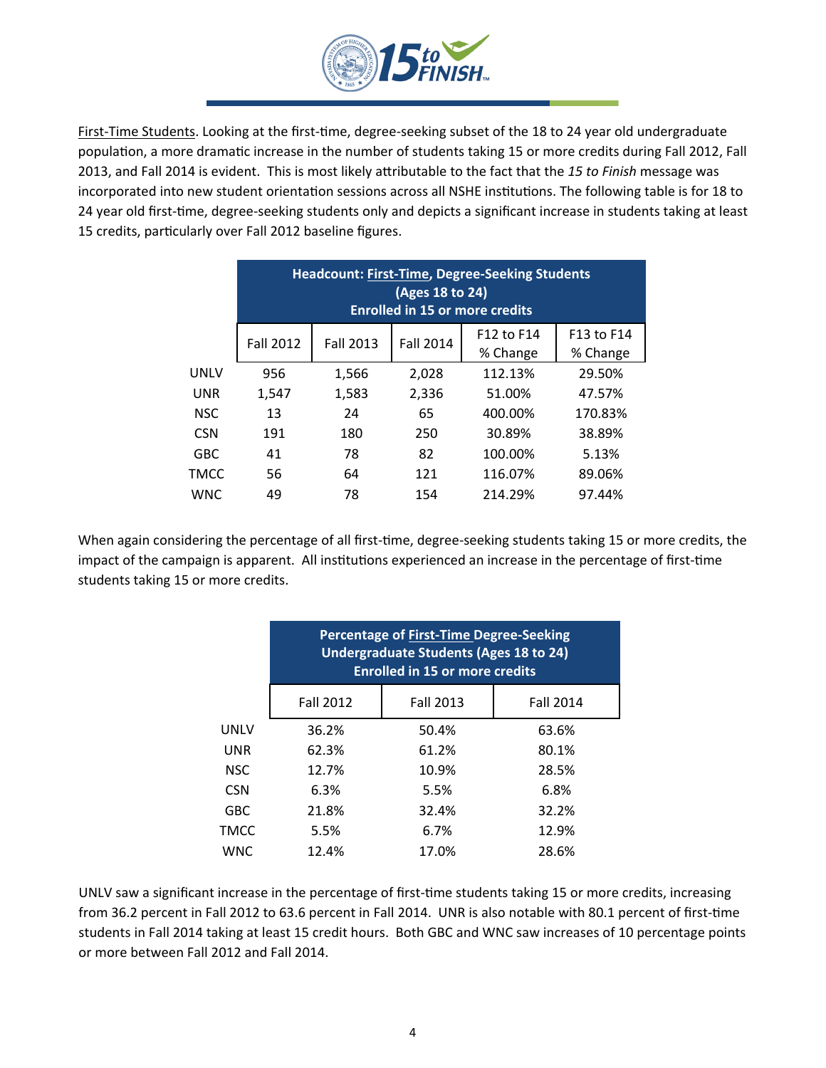First-Time Students. Looking at the first-time, degree-seeking subset of the 18 to 24 year old undergraduate population, a more dramatic increase in the number of students taking 15 or more credits during Fall 2012, Fall 2013, and Fall 2014 is evident. This is most likely attributable to the fact that the *15 to Finish* message was incorporated into new student orientation sessions across all NSHE institutions. The following table is for 18 to 24 year old first-time, degree-seeking students only and depicts a significant increase in students taking at least 15 credits, particularly over Fall 2012 baseline figures.

| | **Headcount: First-Time, Degree-Seeking Students (Ages 18 to 24) Enrolled in 15 or more credits** | | | | |
|---|---|---|---|---|---|
| | Fall 2012 | Fall 2013 | Fall 2014 | F12 to F14 % Change | F13 to F14 % Change |
| UNLV | 956 | 1,566 | 2,028 | 112.13% | 29.50% |
| UNR | 1,547 | 1,583 | 2,336 | 51.00% | 47.57% |
| NSC | 13 | 24 | 65 | 400.00% | 170.83% |
| CSN | 191 | 180 | 250 | 30.89% | 38.89% |
| GBC | 41 | 78 | 82 | 100.00% | 5.13% |
| TMCC | 56 | 64 | 121 | 116.07% | 89.06% |
| WNC | 49 | 78 | 154 | 214.29% | 97.44% |

When again considering the percentage of all first-time, degree-seeking students taking 15 or more credits, the impact of the campaign is apparent. All institutions experienced an increase in the percentage of first-time students taking 15 or more credits.

| | **Percentage of First-Time Degree-Seeking Undergraduate Students (Ages 18 to 24) Enrolled in 15 or more credits** | | |
|---|---|---|---|
| | Fall 2012 | Fall 2013 | Fall 2014 |
| UNLV | 36.2% | 50.4% | 63.6% |
| UNR | 62.3% | 61.2% | 80.1% |
| NSC | 12.7% | 10.9% | 28.5% |
| CSN | 6.3% | 5.5% | 6.8% |
| GBC | 21.8% | 32.4% | 32.2% |
| TMCC | 5.5% | 6.7% | 12.9% |
| WNC | 12.4% | 17.0% | 28.6% |

UNLV saw a significant increase in the percentage of first-time students taking 15 or more credits, increasing from 36.2 percent in Fall 2012 to 63.6 percent in Fall 2014. UNR is also notable with 80.1 percent of first-time students in Fall 2014 taking at least 15 credit hours. Both GBC and WNC saw increases of 10 percentage points or more between Fall 2012 and Fall 2014.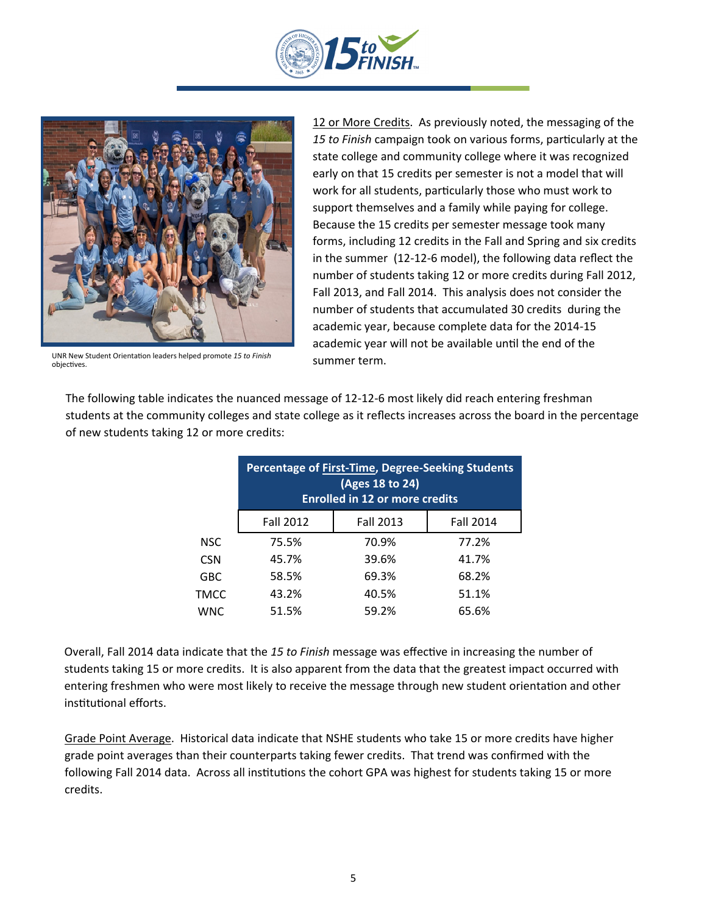UNR New Student Orientation leaders helped promote *15 to Finish* objectives.

12 or More Credits. As previously noted, the messaging of the *15 to Finish* campaign took on various forms, particularly at the state college and community college where it was recognized early on that 15 credits per semester is not a model that will work for all students, particularly those who must work to support themselves and a family while paying for college. Because the 15 credits per semester message took many forms, including 12 credits in the Fall and Spring and six credits in the summer (12-12-6 model), the following data reflect the number of students taking 12 or more credits during Fall 2012, Fall 2013, and Fall 2014. This analysis does not consider the number of students that accumulated 30 credits during the academic year, because complete data for the 2014-15 academic year will not be available until the end of the summer term.

The following table indicates the nuanced message of 12-12-6 most likely did reach entering freshman students at the community colleges and state college as it reflects increases across the board in the percentage of new students taking 12 or more credits:

| | **Percentage of First-Time, Degree-Seeking Students (Ages 18 to 24) Enrolled in 12 or more credits** | | |
|---|---|---|---|
| | Fall 2012 | Fall 2013 | Fall 2014 |
| NSC | 75.5% | 70.9% | 77.2% |
| CSN | 45.7% | 39.6% | 41.7% |
| GBC | 58.5% | 69.3% | 68.2% |
| TMCC | 43.2% | 40.5% | 51.1% |
| WNC | 51.5% | 59.2% | 65.6% |

Overall, Fall 2014 data indicate that the *15 to Finish* message was effective in increasing the number of students taking 15 or more credits. It is also apparent from the data that the greatest impact occurred with entering freshmen who were most likely to receive the message through new student orientation and other institutional efforts.

Grade Point Average. Historical data indicate that NSHE students who take 15 or more credits have higher grade point averages than their counterparts taking fewer credits. That trend was confirmed with the following Fall 2014 data. Across all institutions the cohort GPA was highest for students taking 15 or more credits.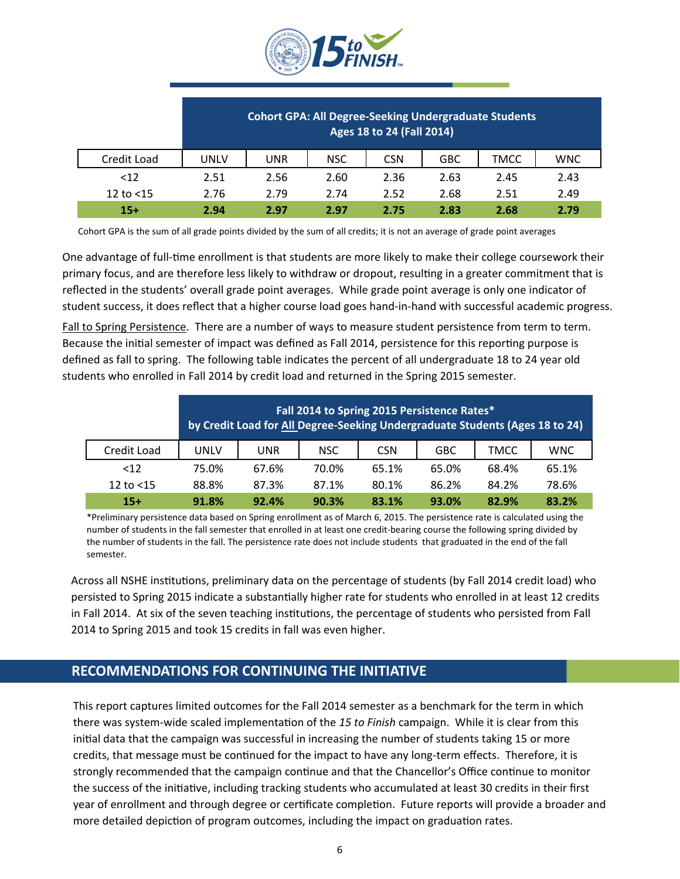| | Cohort GPA: All Degree-Seeking Undergraduate Students Ages 18 to 24 (Fall 2014) | | | | | |
|---|---|---|---|---|---|---|
| Credit Load | UNLV | UNR | NSC | CSN | GBC | TMCC | WNC |
| <12 | 2.51 | 2.56 | 2.60 | 2.36 | 2.63 | 2.45 | 2.43 |
| 12 to <15 | 2.76 | 2.79 | 2.74 | 2.52 | 2.68 | 2.51 | 2.49 |
| **15+** | **2.94** | **2.97** | **2.97** | **2.75** | **2.83** | **2.68** | **2.79** |

Cohort GPA is the sum of all grade points divided by the sum of all credits; it is not an average of grade point averages

One advantage of full-time enrollment is that students are more likely to make their college coursework their primary focus, and are therefore less likely to withdraw or dropout, resulting in a greater commitment that is reflected in the students' overall grade point averages. While grade point average is only one indicator of student success, it does reflect that a higher course load goes hand-in-hand with successful academic progress.

Fall to Spring Persistence. There are a number of ways to measure student persistence from term to term. Because the initial semester of impact was defined as Fall 2014, persistence for this reporting purpose is defined as fall to spring. The following table indicates the percent of all undergraduate 18 to 24 year old students who enrolled in Fall 2014 by credit load and returned in the Spring 2015 semester.

| | Fall 2014 to Spring 2015 Persistence Rates* by Credit Load for All Degree-Seeking Undergraduate Students (Ages 18 to 24) | | | | | | |
|---|---|---|---|---|---|---|---|
| Credit Load | UNLV | UNR | NSC | CSN | GBC | TMCC | WNC |
| <12 | 75.0% | 67.6% | 70.0% | 65.1% | 65.0% | 68.4% | 65.1% |
| 12 to <15 | 88.8% | 87.3% | 87.1% | 80.1% | 86.2% | 84.2% | 78.6% |
| **15+** | **91.8%** | **92.4%** | **90.3%** | **83.1%** | **93.0%** | **82.9%** | **83.2%** |

*Preliminary persistence data based on Spring enrollment as of March 6, 2015. The persistence rate is calculated using the number of students in the fall semester that enrolled in at least one credit-bearing course the following spring divided by the number of students in the fall. The persistence rate does not include students that graduated in the end of the fall semester.

Across all NSHE institutions, preliminary data on the percentage of students (by Fall 2014 credit load) who persisted to Spring 2015 indicate a substantially higher rate for students who enrolled in at least 12 credits in Fall 2014. At six of the seven teaching institutions, the percentage of students who persisted from Fall 2014 to Spring 2015 and took 15 credits in fall was even higher.

## RECOMMENDATIONS FOR CONTINUING THE INITIATIVE

This report captures limited outcomes for the Fall 2014 semester as a benchmark for the term in which there was system-wide scaled implementation of the *15 to Finish* campaign. While it is clear from this initial data that the campaign was successful in increasing the number of students taking 15 or more credits, that message must be continued for the impact to have any long-term effects. Therefore, it is strongly recommended that the campaign continue and that the Chancellor's Office continue to monitor the success of the initiative, including tracking students who accumulated at least 30 credits in their first year of enrollment and through degree or certificate completion. Future reports will provide a broader and more detailed depiction of program outcomes, including the impact on graduation rates.